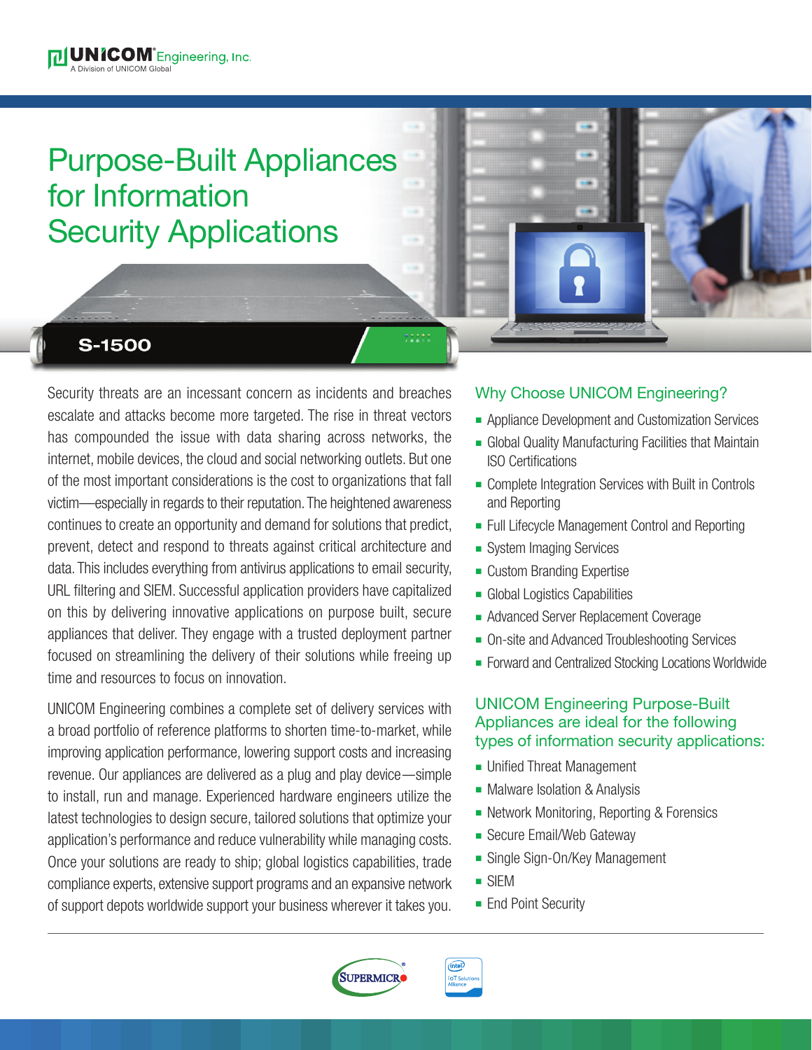# Purpose-Built Appliances for Information Security Applications

S-1500

Security threats are an incessant concern as incidents and breaches escalate and attacks become more targeted. The rise in threat vectors has compounded the issue with data sharing across networks, the internet, mobile devices, the cloud and social networking outlets. But one of the most important considerations is the cost to organizations that fall victim—especially in regards to their reputation. The heightened awareness continues to create an opportunity and demand for solutions that predict, prevent, detect and respond to threats against critical architecture and data. This includes everything from antivirus applications to email security, URL filtering and SIEM. Successful application providers have capitalized on this by delivering innovative applications on purpose built, secure appliances that deliver. They engage with a trusted deployment partner focused on streamlining the delivery of their solutions while freeing up time and resources to focus on innovation.

UNICOM Engineering combines a complete set of delivery services with a broad portfolio of reference platforms to shorten time-to-market, while improving application performance, lowering support costs and increasing revenue. Our appliances are delivered as a plug and play device—simple to install, run and manage. Experienced hardware engineers utilize the latest technologies to design secure, tailored solutions that optimize your application's performance and reduce vulnerability while managing costs. Once your solutions are ready to ship; global logistics capabilities, trade compliance experts, extensive support programs and an expansive network of support depots worldwide support your business wherever it takes you.

## Why Choose UNICOM Engineering?

- Appliance Development and Customization Services
- Global Quality Manufacturing Facilities that Maintain ISO Certifications
- Complete Integration Services with Built in Controls and Reporting
- Full Lifecycle Management Control and Reporting
- System Imaging Services
- Custom Branding Expertise
- Global Logistics Capabilities
- Advanced Server Replacement Coverage
- On-site and Advanced Troubleshooting Services
- Forward and Centralized Stocking Locations Worldwide

## UNICOM Engineering Purpose-Built Appliances are ideal for the following types of information security applications:

- Unified Threat Management
- Malware Isolation & Analysis
- Network Monitoring, Reporting & Forensics
- Secure Email/Web Gateway
- Single Sign-On/Key Management
- SIEM
- End Point Security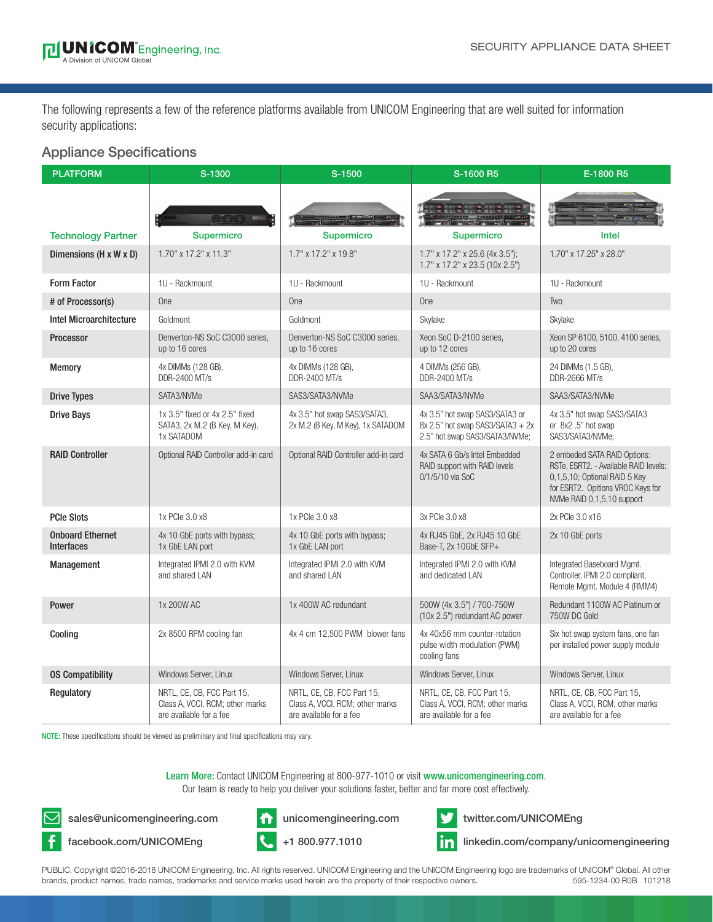The following represents a few of the reference platforms available from UNICOM Engineering that are well suited for information security applications:

## Appliance Specifications

| PLATFORM | S-1300 | S-1500 | S-1600 R5 | E-1800 R5 |
|---|---|---|---|---|
| Technology Partner | Supermicro | Supermicro | Supermicro | Intel |
| Dimensions (H x W x D) | 1.70" x 17.2" x 11.3" | 1.7" x 17.2" x 19.8" | 1.7" x 17.2" x 25.6 (4x 3.5"); 1.7" x 17.2" x 23.5 (10x 2.5") | 1.70" x 17.25" x 28.0" |
| Form Factor | 1U - Rackmount | 1U - Rackmount | 1U - Rackmount | 1U - Rackmount |
| # of Processor(s) | One | One | One | Two |
| Intel Microarchitecture | Goldmont | Goldmont | Skylake | Skylake |
| Processor | Denverton-NS SoC C3000 series, up to 16 cores | Denverton-NS SoC C3000 series, up to 16 cores | Xeon SoC D-2100 series, up to 12 cores | Xeon SP 6100, 5100, 4100 series, up to 20 cores |
| Memory | 4x DIMMs (128 GB), DDR-2400 MT/s | 4x DIMMs (128 GB), DDR-2400 MT/s | 4 DIMMs (256 GB), DDR-2400 MT/s | 24 DIMMs (1.5 GB), DDR-2666 MT/s |
| Drive Types | SATA3/NVMe | SAS3/SATA3/NVMe | SAS3/SATA3/NVMe | SAA3/SATA3/NVMe |
| Drive Bays | 1x 3.5" fixed or 4x 2.5" fixed SATA3, 2x M.2 (B Key, M Key), 1x SATADOM | 4x 3.5" hot swap SAS3/SATA3, 2x M.2 (B Key, M Key), 1x SATADOM | 4x 3.5" hot swap SAS3/SATA3 or 8x 2.5" hot swap SAS3/SATA3 + 2x 2.5" hot swap SAS3/SATA3/NVMe; | 4x 3.5" hot swap SAS3/SATA3 or 8x2 .5" hot swap SAS3/SATA3/NVMe; |
| RAID Controller | Optional RAID Controller add-in card | Optional RAID Controller add-in card | 4x SATA 6 Gb/s Intel Embedded RAID support with RAID levels 0/1/5/10 via SoC | 2 embeded SATA RAID Options: RSTe, ESRT2. - Available RAID levels: 0,1,5,10; Optional RAID 5 Key for ESRT2. Opitions VROC Keys for NVMe RAID 0,1,5,10 support |
| PCIe Slots | 1x PCIe 3.0 x8 | 1x PCIe 3.0 x8 | 3x PCIe 3.0 x8 | 2x PCIe 3.0 x16 |
| Onboard Ethernet Interfaces | 4x 10 GbE ports with bypass; 1x GbE LAN port | 4x 10 GbE ports with bypass; 1x GbE LAN port | 4x RJ45 GbE, 2x RJ45 10 GbE Base-T, 2x 10GbE SFP+ | 2x 10 GbE ports |
| Management | Integrated IPMI 2.0 with KVM and shared LAN | Integrated IPMI 2.0 with KVM and shared LAN | Integrated IPMI 2.0 with KVM and dedicated LAN | Integrated Baseboard Mgmt. Controller, IPMI 2.0 compliant, Remote Mgmt. Module 4 (RMM4) |
| Power | 1x 200W AC | 1x 400W AC redundant | 500W (4x 3.5") / 700-750W (10x 2.5") redundant AC power | Redundant 1100W AC Platinum or 750W DC Gold |
| Cooling | 2x 8500 RPM cooling fan | 4x 4 cm 12,500 PWM blower fans | 4x 40x56 mm counter-rotation pulse width modulation (PWM) cooling fans | Six hot swap system fans, one fan per installed power supply module |
| OS Compatibility | Windows Server, Linux | Windows Server, Linux | Windows Server, Linux | Windows Server, Linux |
| Regulatory | NRTL, CE, CB, FCC Part 15, Class A, VCCI, RCM; other marks are available for a fee | NRTL, CE, CB, FCC Part 15, Class A, VCCI, RCM; other marks are available for a fee | NRTL, CE, CB, FCC Part 15, Class A, VCCI, RCM; other marks are available for a fee | NRTL, CE, CB, FCC Part 15, Class A, VCCI, RCM; other marks are available for a fee |

NOTE: These specifications should be viewed as preliminary and final specifications may vary.

**Learn More:** Contact UNICOM Engineering at 800-977-1010 or visit www.unicomengineering.com.
Our team is ready to help you deliver your solutions faster, better and far more cost effectively.

sales@unicomengineering.com
unicomengineering.com
twitter.com/UNICOMEng
facebook.com/UNICOMEng
+1 800.977.1010
linkedin.com/company/unicomengineering

PUBLIC. Copyright ©2016-2018 UNICOM Engineering, Inc. All rights reserved. UNICOM Engineering and the UNICOM Engineering logo are trademarks of UNICOM® Global. All other brands, product names, trade names, trademarks and service marks used herein are the property of their respective owners. 595-1234-00 R0B 101218